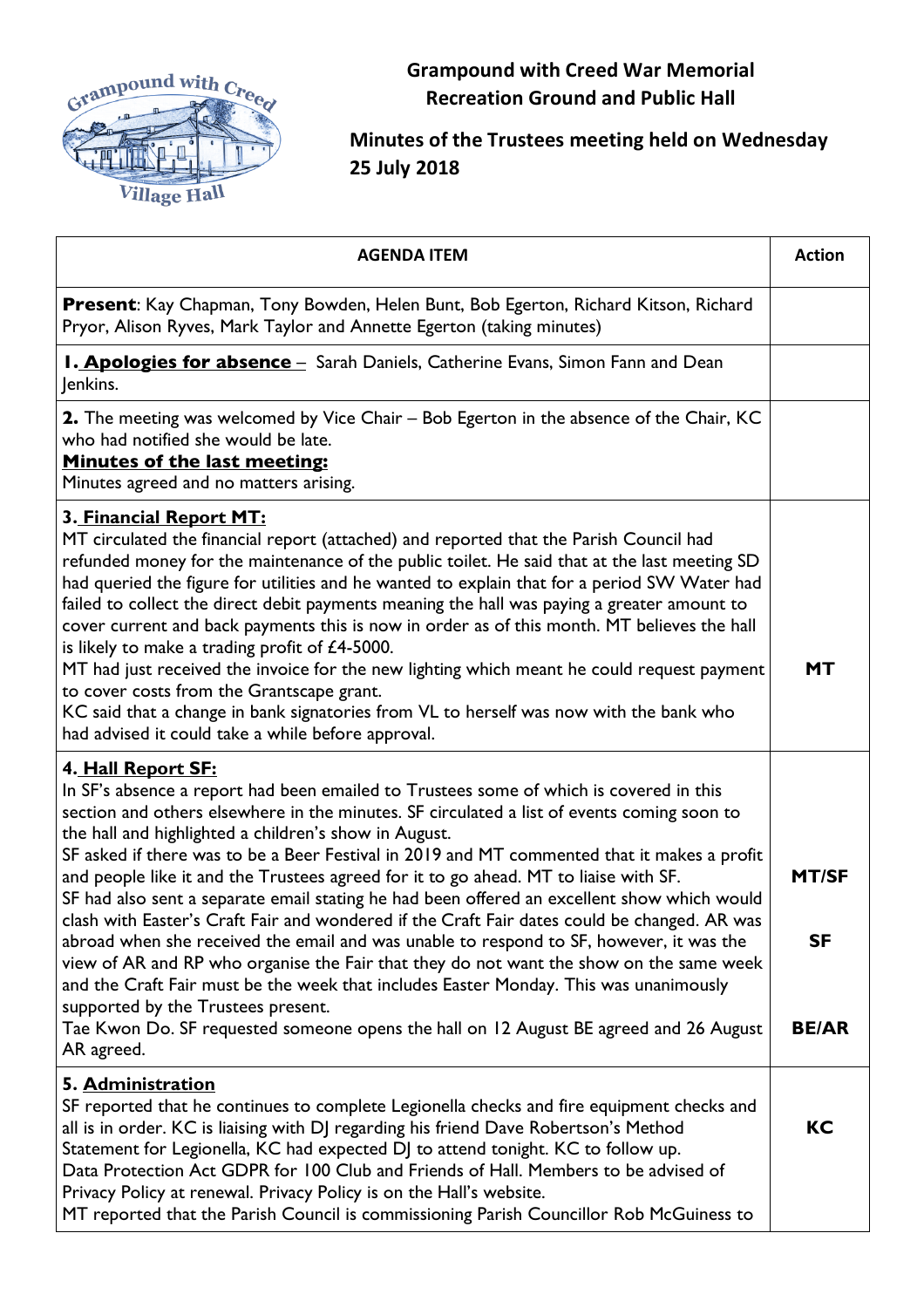# Grampound with Creed War Memorial Recreation Ground and Public Hall

## Minutes of the Trustees meeting held on Wednesday 25 July 2018

| AGENDA ITEM | Action |
|---|---|
| **Present**: Kay Chapman, Tony Bowden, Helen Bunt, Bob Egerton, Richard Kitson, Richard Pryor, Alison Ryves, Mark Taylor and Annette Egerton (taking minutes) | |
| **1. <u>Apologies for absence</u>** – Sarah Daniels, Catherine Evans, Simon Fann and Dean Jenkins. | |
| **2.** The meeting was welcomed by Vice Chair – Bob Egerton in the absence of the Chair, KC who had notified she would be late.<br>**<u>Minutes of the last meeting:</u>**<br>Minutes agreed and no matters arising. | |
| **3. <u>Financial Report MT:</u>**<br>MT circulated the financial report (attached) and reported that the Parish Council had refunded money for the maintenance of the public toilet. He said that at the last meeting SD had queried the figure for utilities and he wanted to explain that for a period SW Water had failed to collect the direct debit payments meaning the hall was paying a greater amount to cover current and back payments this is now in order as of this month. MT believes the hall is likely to make a trading profit of £4-5000.<br>MT had just received the invoice for the new lighting which meant he could request payment to cover costs from the Grantscape grant.<br>KC said that a change in bank signatories from VL to herself was now with the bank who had advised it could take a while before approval. | **MT** |
| **4. <u>Hall Report SF:</u>**<br>In SF's absence a report had been emailed to Trustees some of which is covered in this section and others elsewhere in the minutes. SF circulated a list of events coming soon to the hall and highlighted a children's show in August.<br>SF asked if there was to be a Beer Festival in 2019 and MT commented that it makes a profit and people like it and the Trustees agreed for it to go ahead. MT to liaise with SF.<br>SF had also sent a separate email stating he had been offered an excellent show which would clash with Easter's Craft Fair and wondered if the Craft Fair dates could be changed. AR was abroad when she received the email and was unable to respond to SF, however, it was the view of AR and RP who organise the Fair that they do not want the show on the same week and the Craft Fair must be the week that includes Easter Monday. This was unanimously supported by the Trustees present.<br>Tae Kwon Do. SF requested someone opens the hall on 12 August BE agreed and 26 August AR agreed. | **MT/SF**<br><br>**SF**<br><br>**BE/AR** |
| **5. <u>Administration</u>**<br>SF reported that he continues to complete Legionella checks and fire equipment checks and all is in order. KC is liaising with DJ regarding his friend Dave Robertson's Method Statement for Legionella, KC had expected DJ to attend tonight. KC to follow up.<br>Data Protection Act GDPR for 100 Club and Friends of Hall. Members to be advised of Privacy Policy at renewal. Privacy Policy is on the Hall's website.<br>MT reported that the Parish Council is commissioning Parish Councillor Rob McGuiness to | **KC** |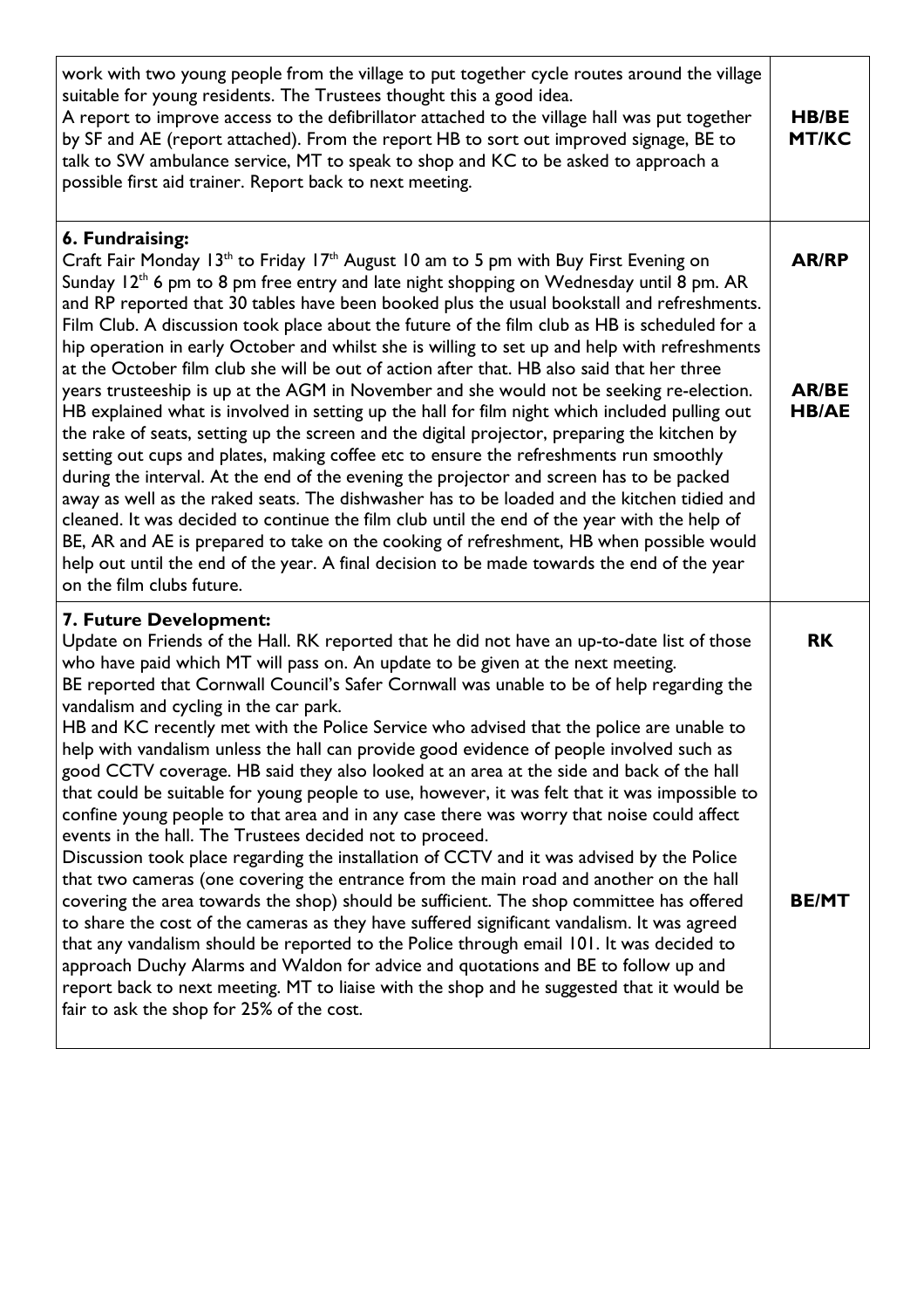| | |
|---|---|
| work with two young people from the village to put together cycle routes around the village suitable for young residents. The Trustees thought this a good idea.<br>A report to improve access to the defibrillator attached to the village hall was put together by SF and AE (report attached). From the report HB to sort out improved signage, BE to talk to SW ambulance service, MT to speak to shop and KC to be asked to approach a possible first aid trainer. Report back to next meeting. | **HB/BE MT/KC** |
| **6. Fundraising:**<br>Craft Fair Monday 13th to Friday 17th August 10 am to 5 pm with Buy First Evening on Sunday 12th 6 pm to 8 pm free entry and late night shopping on Wednesday until 8 pm. AR and RP reported that 30 tables have been booked plus the usual bookstall and refreshments.<br>Film Club. A discussion took place about the future of the film club as HB is scheduled for a hip operation in early October and whilst she is willing to set up and help with refreshments at the October film club she will be out of action after that. HB also said that her three years trusteeship is up at the AGM in November and she would not be seeking re-election. HB explained what is involved in setting up the hall for film night which included pulling out the rake of seats, setting up the screen and the digital projector, preparing the kitchen by setting out cups and plates, making coffee etc to ensure the refreshments run smoothly during the interval. At the end of the evening the projector and screen has to be packed away as well as the raked seats. The dishwasher has to be loaded and the kitchen tidied and cleaned. It was decided to continue the film club until the end of the year with the help of BE, AR and AE is prepared to take on the cooking of refreshment, HB when possible would help out until the end of the year. A final decision to be made towards the end of the year on the film clubs future. | **AR/RP**<br><br>**AR/BE HB/AE** |
| **7. Future Development:**<br>Update on Friends of the Hall. RK reported that he did not have an up-to-date list of those who have paid which MT will pass on. An update to be given at the next meeting.<br>BE reported that Cornwall Council's Safer Cornwall was unable to be of help regarding the vandalism and cycling in the car park.<br>HB and KC recently met with the Police Service who advised that the police are unable to help with vandalism unless the hall can provide good evidence of people involved such as good CCTV coverage. HB said they also looked at an area at the side and back of the hall that could be suitable for young people to use, however, it was felt that it was impossible to confine young people to that area and in any case there was worry that noise could affect events in the hall. The Trustees decided not to proceed.<br>Discussion took place regarding the installation of CCTV and it was advised by the Police that two cameras (one covering the entrance from the main road and another on the hall covering the area towards the shop) should be sufficient. The shop committee has offered to share the cost of the cameras as they have suffered significant vandalism. It was agreed that any vandalism should be reported to the Police through email 101. It was decided to approach Duchy Alarms and Waldon for advice and quotations and BE to follow up and report back to next meeting. MT to liaise with the shop and he suggested that it would be fair to ask the shop for 25% of the cost. | **RK**<br><br>**BE/MT** |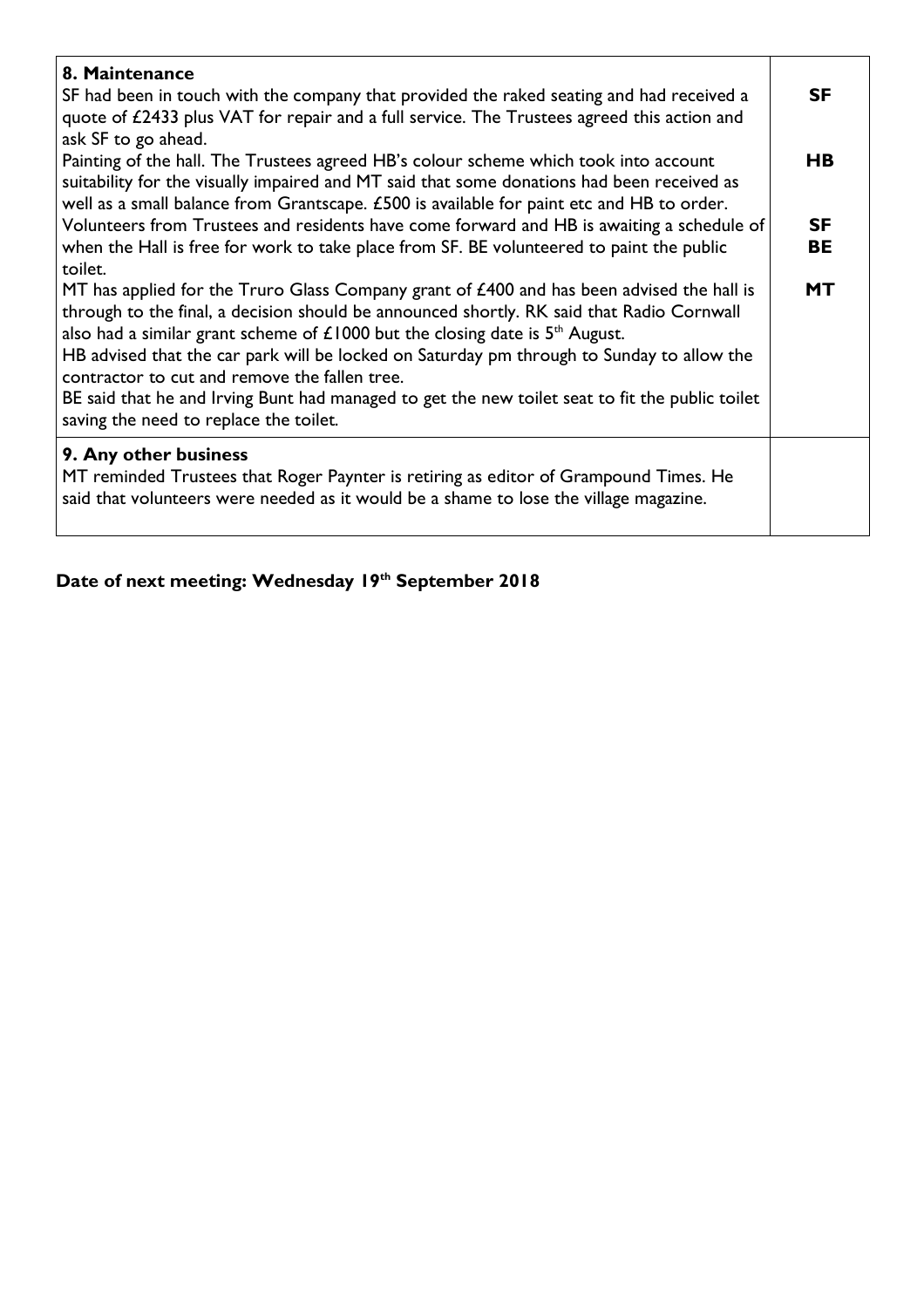| | |
|---|---|
| **8. Maintenance**<br>SF had been in touch with the company that provided the raked seating and had received a quote of £2433 plus VAT for repair and a full service. The Trustees agreed this action and ask SF to go ahead. | **SF** |
| Painting of the hall. The Trustees agreed HB's colour scheme which took into account suitability for the visually impaired and MT said that some donations had been received as well as a small balance from Grantscape. £500 is available for paint etc and HB to order. | **HB** |
| Volunteers from Trustees and residents have come forward and HB is awaiting a schedule of when the Hall is free for work to take place from SF. BE volunteered to paint the public toilet. | **SF**<br>**BE** |
| MT has applied for the Truro Glass Company grant of £400 and has been advised the hall is through to the final, a decision should be announced shortly. RK said that Radio Cornwall also had a similar grant scheme of £1000 but the closing date is 5th August.<br>HB advised that the car park will be locked on Saturday pm through to Sunday to allow the contractor to cut and remove the fallen tree.<br>BE said that he and Irving Bunt had managed to get the new toilet seat to fit the public toilet saving the need to replace the toilet. | **MT** |
| **9. Any other business**<br>MT reminded Trustees that Roger Paynter is retiring as editor of Grampound Times. He said that volunteers were needed as it would be a shame to lose the village magazine. | |

**Date of next meeting: Wednesday 19th September 2018**